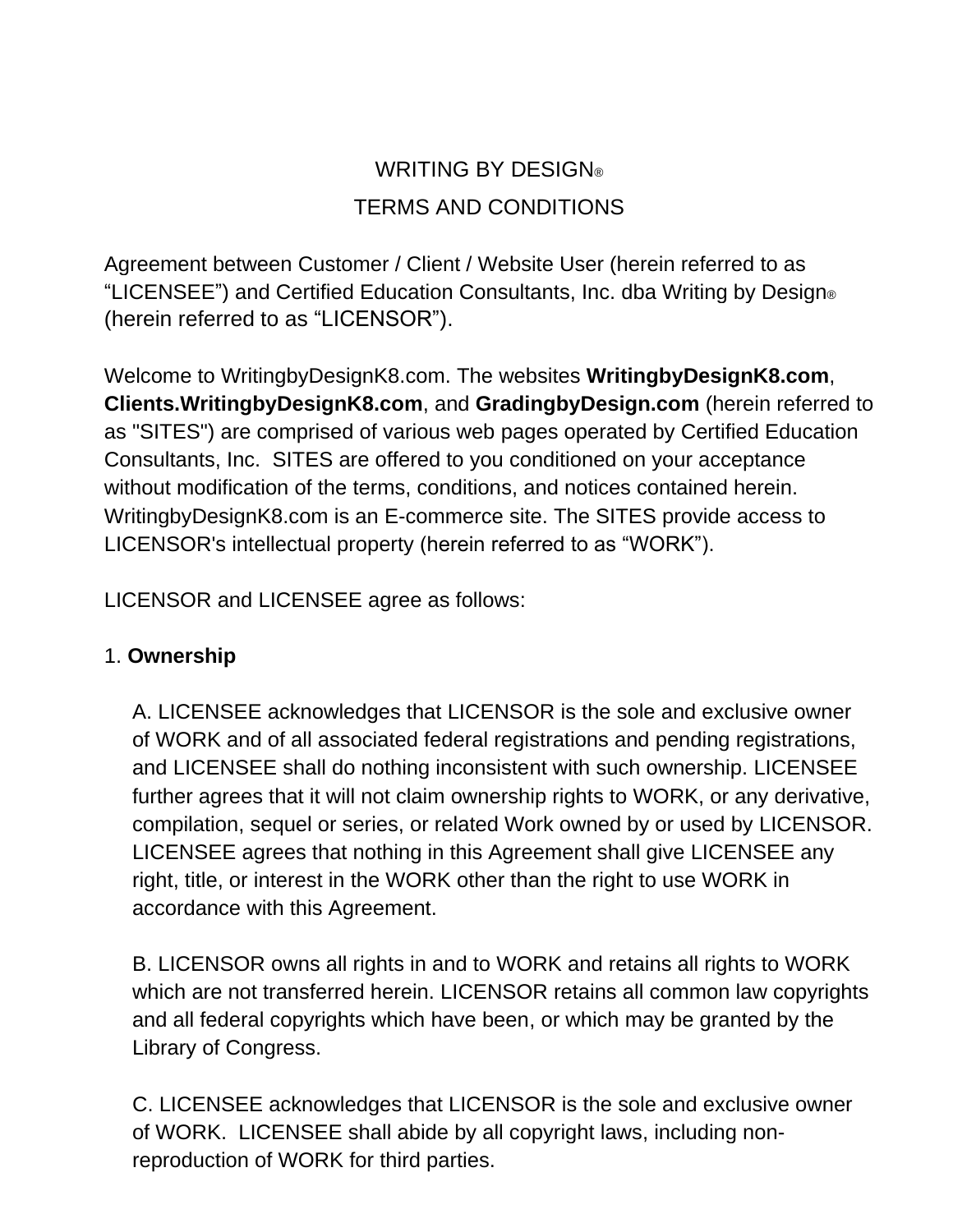# WRITING BY DESIGN®

## TERMS AND CONDITIONS

Agreement between Customer / Client / Website User (herein referred to as "LICENSEE") and Certified Education Consultants, Inc. dba Writing by Design® (herein referred to as "LICENSOR").

Welcome to WritingbyDesignK8.com. The websites **WritingbyDesignK8.com**, **Clients.WritingbyDesignK8.com**, and **GradingbyDesign.com** (herein referred to as "SITES") are comprised of various web pages operated by Certified Education Consultants, Inc. SITES are offered to you conditioned on your acceptance without modification of the terms, conditions, and notices contained herein. WritingbyDesignK8.com is an E-commerce site. The SITES provide access to LICENSOR's intellectual property (herein referred to as "WORK").

LICENSOR and LICENSEE agree as follows:

1. **Ownership**

A. LICENSEE acknowledges that LICENSOR is the sole and exclusive owner of WORK and of all associated federal registrations and pending registrations, and LICENSEE shall do nothing inconsistent with such ownership. LICENSEE further agrees that it will not claim ownership rights to WORK, or any derivative, compilation, sequel or series, or related Work owned by or used by LICENSOR. LICENSEE agrees that nothing in this Agreement shall give LICENSEE any right, title, or interest in the WORK other than the right to use WORK in accordance with this Agreement.

B. LICENSOR owns all rights in and to WORK and retains all rights to WORK which are not transferred herein. LICENSOR retains all common law copyrights and all federal copyrights which have been, or which may be granted by the Library of Congress.

C. LICENSEE acknowledges that LICENSOR is the sole and exclusive owner of WORK. LICENSEE shall abide by all copyright laws, including non-reproduction of WORK for third parties.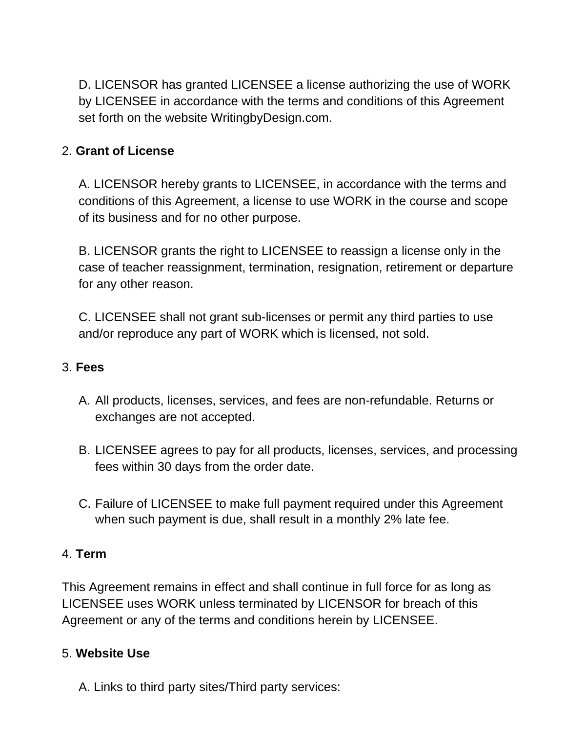D. LICENSOR has granted LICENSEE a license authorizing the use of WORK by LICENSEE in accordance with the terms and conditions of this Agreement set forth on the website WritingbyDesign.com.

2. **Grant of License**

A. LICENSOR hereby grants to LICENSEE, in accordance with the terms and conditions of this Agreement, a license to use WORK in the course and scope of its business and for no other purpose.

B. LICENSOR grants the right to LICENSEE to reassign a license only in the case of teacher reassignment, termination, resignation, retirement or departure for any other reason.

C. LICENSEE shall not grant sub-licenses or permit any third parties to use and/or reproduce any part of WORK which is licensed, not sold.

3. **Fees**

A. All products, licenses, services, and fees are non-refundable. Returns or exchanges are not accepted.

B. LICENSEE agrees to pay for all products, licenses, services, and processing fees within 30 days from the order date.

C. Failure of LICENSEE to make full payment required under this Agreement when such payment is due, shall result in a monthly 2% late fee.

4. **Term**

This Agreement remains in effect and shall continue in full force for as long as LICENSEE uses WORK unless terminated by LICENSOR for breach of this Agreement or any of the terms and conditions herein by LICENSEE.

5. **Website Use**

A. Links to third party sites/Third party services: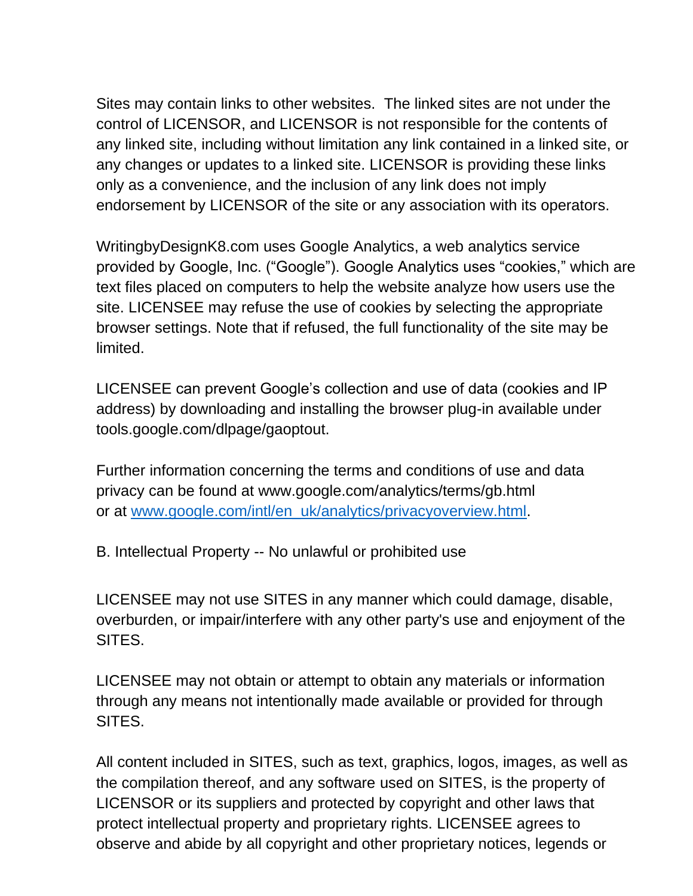Sites may contain links to other websites. The linked sites are not under the control of LICENSOR, and LICENSOR is not responsible for the contents of any linked site, including without limitation any link contained in a linked site, or any changes or updates to a linked site. LICENSOR is providing these links only as a convenience, and the inclusion of any link does not imply endorsement by LICENSOR of the site or any association with its operators.

WritingbyDesignK8.com uses Google Analytics, a web analytics service provided by Google, Inc. ("Google"). Google Analytics uses "cookies," which are text files placed on computers to help the website analyze how users use the site. LICENSEE may refuse the use of cookies by selecting the appropriate browser settings. Note that if refused, the full functionality of the site may be limited.

LICENSEE can prevent Google's collection and use of data (cookies and IP address) by downloading and installing the browser plug-in available under tools.google.com/dlpage/gaoptout.

Further information concerning the terms and conditions of use and data privacy can be found at www.google.com/analytics/terms/gb.html or at [www.google.com/intl/en_uk/analytics/privacyoverview.html](www.google.com/intl/en_uk/analytics/privacyoverview.html).

B. Intellectual Property -- No unlawful or prohibited use

LICENSEE may not use SITES in any manner which could damage, disable, overburden, or impair/interfere with any other party's use and enjoyment of the SITES.

LICENSEE may not obtain or attempt to obtain any materials or information through any means not intentionally made available or provided for through SITES.

All content included in SITES, such as text, graphics, logos, images, as well as the compilation thereof, and any software used on SITES, is the property of LICENSOR or its suppliers and protected by copyright and other laws that protect intellectual property and proprietary rights. LICENSEE agrees to observe and abide by all copyright and other proprietary notices, legends or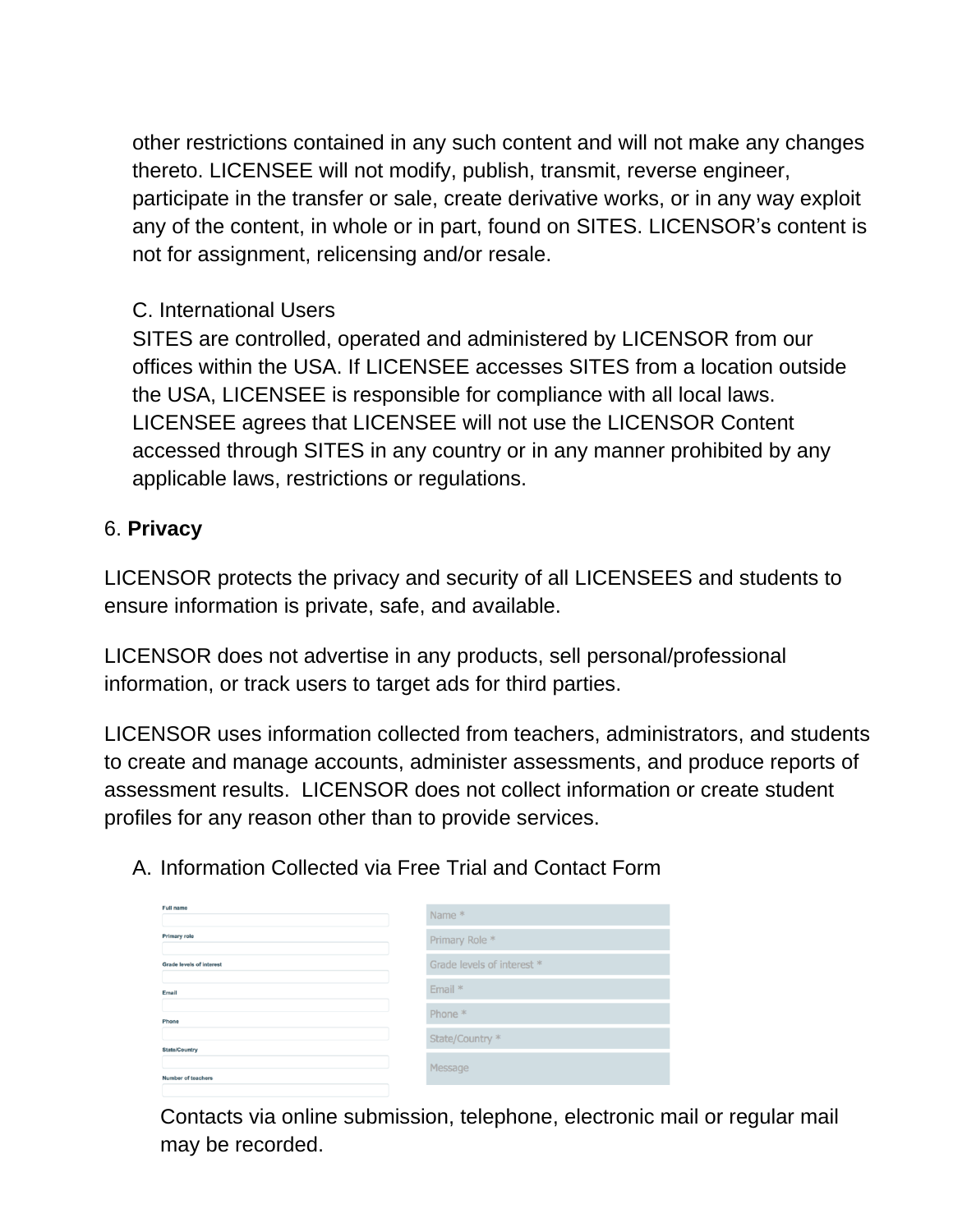other restrictions contained in any such content and will not make any changes thereto. LICENSEE will not modify, publish, transmit, reverse engineer, participate in the transfer or sale, create derivative works, or in any way exploit any of the content, in whole or in part, found on SITES. LICENSOR's content is not for assignment, relicensing and/or resale.

C. International Users
SITES are controlled, operated and administered by LICENSOR from our offices within the USA. If LICENSEE accesses SITES from a location outside the USA, LICENSEE is responsible for compliance with all local laws. LICENSEE agrees that LICENSEE will not use the LICENSOR Content accessed through SITES in any country or in any manner prohibited by any applicable laws, restrictions or regulations.

6. **Privacy**

LICENSOR protects the privacy and security of all LICENSEES and students to ensure information is private, safe, and available.

LICENSOR does not advertise in any products, sell personal/professional information, or track users to target ads for third parties.

LICENSOR uses information collected from teachers, administrators, and students to create and manage accounts, administer assessments, and produce reports of assessment results. LICENSOR does not collect information or create student profiles for any reason other than to provide services.

A. Information Collected via Free Trial and Contact Form

| Free Trial | Contact Form |
|---|---|
| Full name | Name * |
| Primary role | Primary Role * |
| Grade levels of interest | Grade levels of interest * |
| Email | Email * |
| Phone | Phone * |
| State/Country | State/Country * |
| Number of teachers | Message |

Contacts via online submission, telephone, electronic mail or regular mail may be recorded.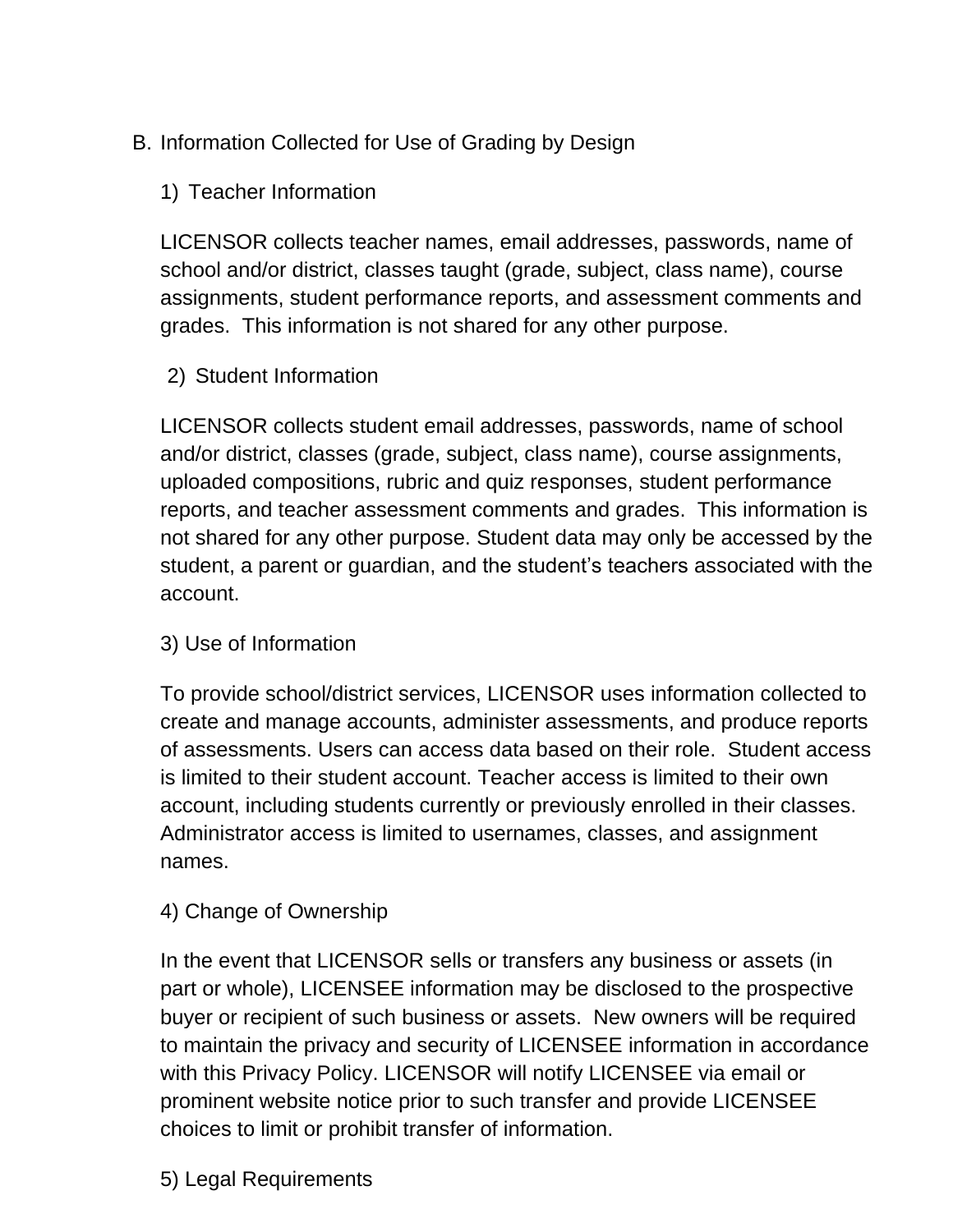B. Information Collected for Use of Grading by Design

1) Teacher Information

LICENSOR collects teacher names, email addresses, passwords, name of school and/or district, classes taught (grade, subject, class name), course assignments, student performance reports, and assessment comments and grades. This information is not shared for any other purpose.

2) Student Information

LICENSOR collects student email addresses, passwords, name of school and/or district, classes (grade, subject, class name), course assignments, uploaded compositions, rubric and quiz responses, student performance reports, and teacher assessment comments and grades. This information is not shared for any other purpose. Student data may only be accessed by the student, a parent or guardian, and the student's teachers associated with the account.

3) Use of Information

To provide school/district services, LICENSOR uses information collected to create and manage accounts, administer assessments, and produce reports of assessments. Users can access data based on their role. Student access is limited to their student account. Teacher access is limited to their own account, including students currently or previously enrolled in their classes. Administrator access is limited to usernames, classes, and assignment names.

4) Change of Ownership

In the event that LICENSOR sells or transfers any business or assets (in part or whole), LICENSEE information may be disclosed to the prospective buyer or recipient of such business or assets. New owners will be required to maintain the privacy and security of LICENSEE information in accordance with this Privacy Policy. LICENSOR will notify LICENSEE via email or prominent website notice prior to such transfer and provide LICENSEE choices to limit or prohibit transfer of information.

5) Legal Requirements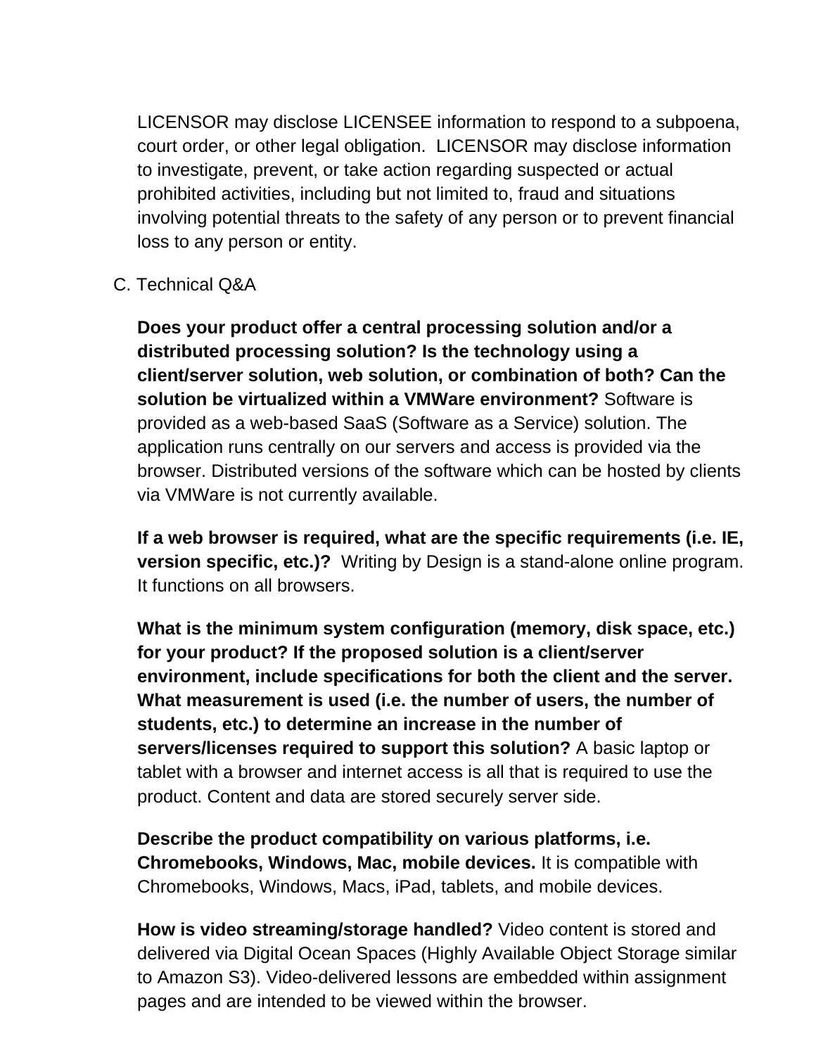LICENSOR may disclose LICENSEE information to respond to a subpoena, court order, or other legal obligation.  LICENSOR may disclose information to investigate, prevent, or take action regarding suspected or actual prohibited activities, including but not limited to, fraud and situations involving potential threats to the safety of any person or to prevent financial loss to any person or entity.

C. Technical Q&A

**Does your product offer a central processing solution and/or a distributed processing solution? Is the technology using a client/server solution, web solution, or combination of both? Can the solution be virtualized within a VMWare environment?** Software is provided as a web-based SaaS (Software as a Service) solution. The application runs centrally on our servers and access is provided via the browser. Distributed versions of the software which can be hosted by clients via VMWare is not currently available.

**If a web browser is required, what are the specific requirements (i.e. IE, version specific, etc.)?** Writing by Design is a stand-alone online program. It functions on all browsers.

**What is the minimum system configuration (memory, disk space, etc.) for your product? If the proposed solution is a client/server environment, include specifications for both the client and the server. What measurement is used (i.e. the number of users, the number of students, etc.) to determine an increase in the number of servers/licenses required to support this solution?** A basic laptop or tablet with a browser and internet access is all that is required to use the product. Content and data are stored securely server side.

**Describe the product compatibility on various platforms, i.e. Chromebooks, Windows, Mac, mobile devices.** It is compatible with Chromebooks, Windows, Macs, iPad, tablets, and mobile devices.

**How is video streaming/storage handled?** Video content is stored and delivered via Digital Ocean Spaces (Highly Available Object Storage similar to Amazon S3). Video-delivered lessons are embedded within assignment pages and are intended to be viewed within the browser.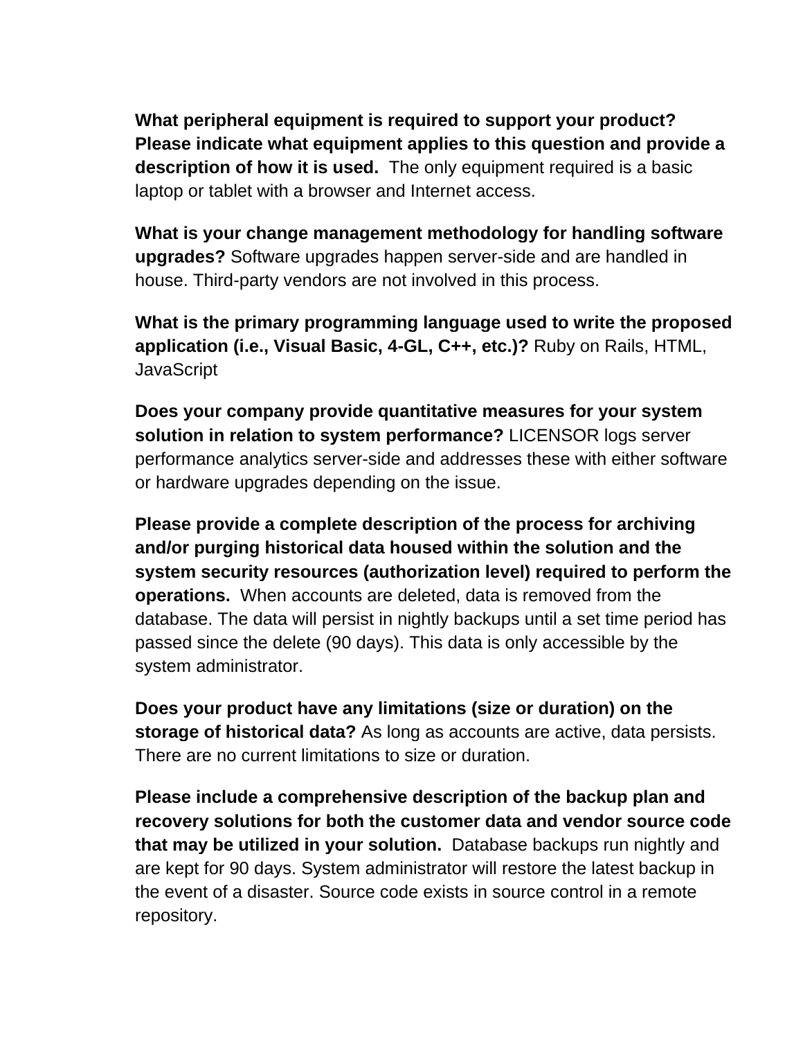**What peripheral equipment is required to support your product? Please indicate what equipment applies to this question and provide a description of how it is used.** The only equipment required is a basic laptop or tablet with a browser and Internet access.

**What is your change management methodology for handling software upgrades?** Software upgrades happen server-side and are handled in house. Third-party vendors are not involved in this process.

**What is the primary programming language used to write the proposed application (i.e., Visual Basic, 4-GL, C++, etc.)?** Ruby on Rails, HTML, JavaScript

**Does your company provide quantitative measures for your system solution in relation to system performance?** LICENSOR logs server performance analytics server-side and addresses these with either software or hardware upgrades depending on the issue.

**Please provide a complete description of the process for archiving and/or purging historical data housed within the solution and the system security resources (authorization level) required to perform the operations.** When accounts are deleted, data is removed from the database. The data will persist in nightly backups until a set time period has passed since the delete (90 days). This data is only accessible by the system administrator.

**Does your product have any limitations (size or duration) on the storage of historical data?** As long as accounts are active, data persists. There are no current limitations to size or duration.

**Please include a comprehensive description of the backup plan and recovery solutions for both the customer data and vendor source code that may be utilized in your solution.** Database backups run nightly and are kept for 90 days. System administrator will restore the latest backup in the event of a disaster. Source code exists in source control in a remote repository.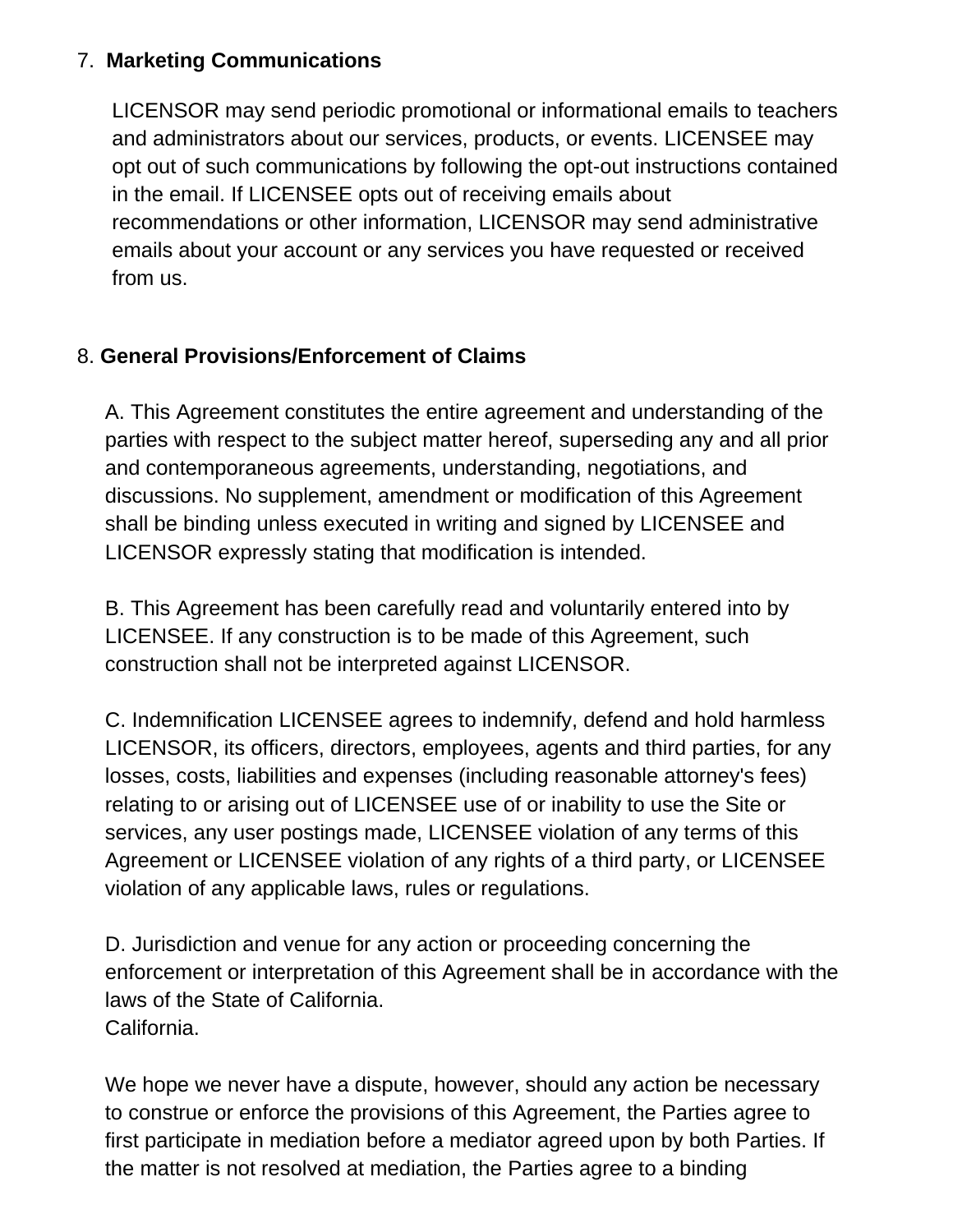7. **Marketing Communications**

LICENSOR may send periodic promotional or informational emails to teachers and administrators about our services, products, or events. LICENSEE may opt out of such communications by following the opt-out instructions contained in the email. If LICENSEE opts out of receiving emails about recommendations or other information, LICENSOR may send administrative emails about your account or any services you have requested or received from us.

8. **General Provisions/Enforcement of Claims**

A. This Agreement constitutes the entire agreement and understanding of the parties with respect to the subject matter hereof, superseding any and all prior and contemporaneous agreements, understanding, negotiations, and discussions. No supplement, amendment or modification of this Agreement shall be binding unless executed in writing and signed by LICENSEE and LICENSOR expressly stating that modification is intended.

B. This Agreement has been carefully read and voluntarily entered into by LICENSEE. If any construction is to be made of this Agreement, such construction shall not be interpreted against LICENSOR.

C. Indemnification LICENSEE agrees to indemnify, defend and hold harmless LICENSOR, its officers, directors, employees, agents and third parties, for any losses, costs, liabilities and expenses (including reasonable attorney's fees) relating to or arising out of LICENSEE use of or inability to use the Site or services, any user postings made, LICENSEE violation of any terms of this Agreement or LICENSEE violation of any rights of a third party, or LICENSEE violation of any applicable laws, rules or regulations.

D. Jurisdiction and venue for any action or proceeding concerning the enforcement or interpretation of this Agreement shall be in accordance with the laws of the State of California.
California.

We hope we never have a dispute, however, should any action be necessary to construe or enforce the provisions of this Agreement, the Parties agree to first participate in mediation before a mediator agreed upon by both Parties. If the matter is not resolved at mediation, the Parties agree to a binding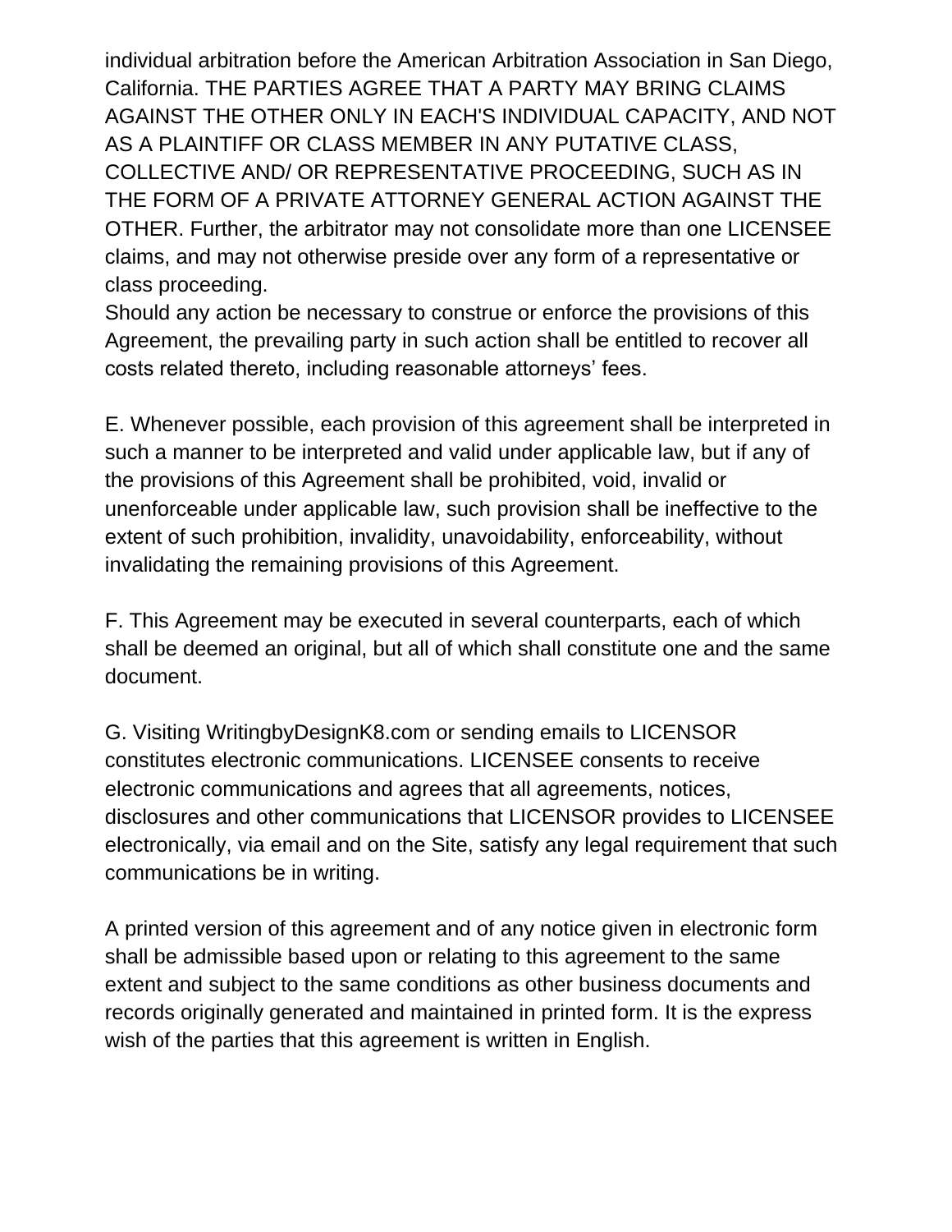individual arbitration before the American Arbitration Association in San Diego, California. THE PARTIES AGREE THAT A PARTY MAY BRING CLAIMS AGAINST THE OTHER ONLY IN EACH'S INDIVIDUAL CAPACITY, AND NOT AS A PLAINTIFF OR CLASS MEMBER IN ANY PUTATIVE CLASS, COLLECTIVE AND/ OR REPRESENTATIVE PROCEEDING, SUCH AS IN THE FORM OF A PRIVATE ATTORNEY GENERAL ACTION AGAINST THE OTHER. Further, the arbitrator may not consolidate more than one LICENSEE claims, and may not otherwise preside over any form of a representative or class proceeding.
Should any action be necessary to construe or enforce the provisions of this Agreement, the prevailing party in such action shall be entitled to recover all costs related thereto, including reasonable attorneys' fees.

E. Whenever possible, each provision of this agreement shall be interpreted in such a manner to be interpreted and valid under applicable law, but if any of the provisions of this Agreement shall be prohibited, void, invalid or unenforceable under applicable law, such provision shall be ineffective to the extent of such prohibition, invalidity, unavoidability, enforceability, without invalidating the remaining provisions of this Agreement.

F. This Agreement may be executed in several counterparts, each of which shall be deemed an original, but all of which shall constitute one and the same document.

G. Visiting WritingbyDesignK8.com or sending emails to LICENSOR constitutes electronic communications. LICENSEE consents to receive electronic communications and agrees that all agreements, notices, disclosures and other communications that LICENSOR provides to LICENSEE electronically, via email and on the Site, satisfy any legal requirement that such communications be in writing.

A printed version of this agreement and of any notice given in electronic form shall be admissible based upon or relating to this agreement to the same extent and subject to the same conditions as other business documents and records originally generated and maintained in printed form. It is the express wish of the parties that this agreement is written in English.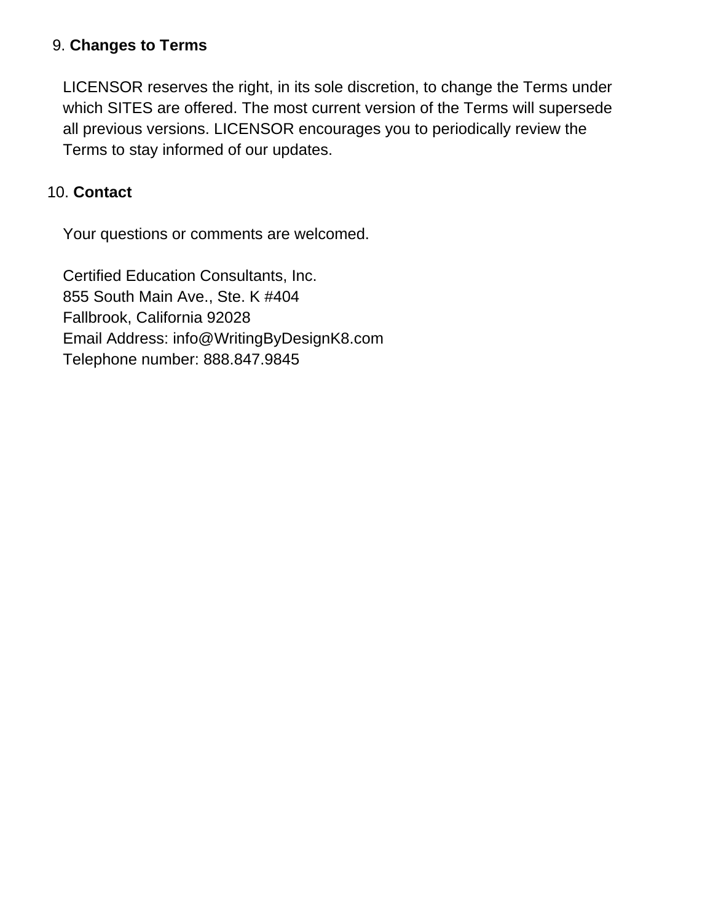9. **Changes to Terms**

   LICENSOR reserves the right, in its sole discretion, to change the Terms under which SITES are offered. The most current version of the Terms will supersede all previous versions. LICENSOR encourages you to periodically review the Terms to stay informed of our updates.

10. **Contact**

    Your questions or comments are welcomed.

    Certified Education Consultants, Inc.
    855 South Main Ave., Ste. K #404
    Fallbrook, California 92028
    Email Address: info@WritingByDesignK8.com
    Telephone number: 888.847.9845